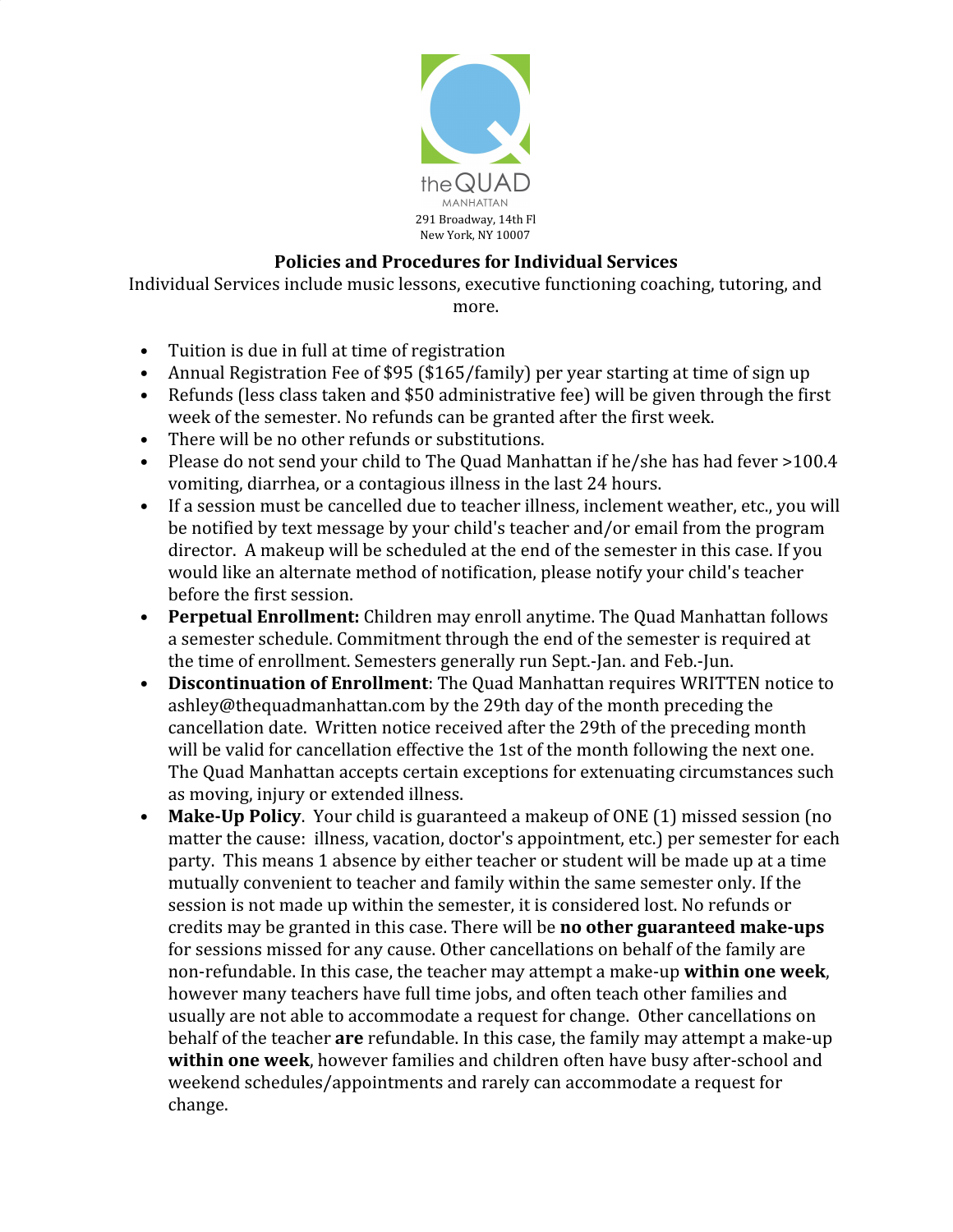the QUAD
MANHATTAN
291 Broadway, 14th Fl
New York, NY 10007

## Policies and Procedures for Individual Services

Individual Services include music lessons, executive functioning coaching, tutoring, and more.

- Tuition is due in full at time of registration
- Annual Registration Fee of $95 ($165/family) per year starting at time of sign up
- Refunds (less class taken and $50 administrative fee) will be given through the first week of the semester. No refunds can be granted after the first week.
- There will be no other refunds or substitutions.
- Please do not send your child to The Quad Manhattan if he/she has had fever >100.4 vomiting, diarrhea, or a contagious illness in the last 24 hours.
- If a session must be cancelled due to teacher illness, inclement weather, etc., you will be notified by text message by your child's teacher and/or email from the program director. A makeup will be scheduled at the end of the semester in this case. If you would like an alternate method of notification, please notify your child's teacher before the first session.
- **Perpetual Enrollment:** Children may enroll anytime. The Quad Manhattan follows a semester schedule. Commitment through the end of the semester is required at the time of enrollment. Semesters generally run Sept.-Jan. and Feb.-Jun.
- **Discontinuation of Enrollment**: The Quad Manhattan requires WRITTEN notice to ashley@thequadmanhattan.com by the 29th day of the month preceding the cancellation date. Written notice received after the 29th of the preceding month will be valid for cancellation effective the 1st of the month following the next one. The Quad Manhattan accepts certain exceptions for extenuating circumstances such as moving, injury or extended illness.
- **Make-Up Policy**. Your child is guaranteed a makeup of ONE (1) missed session (no matter the cause: illness, vacation, doctor's appointment, etc.) per semester for each party. This means 1 absence by either teacher or student will be made up at a time mutually convenient to teacher and family within the same semester only. If the session is not made up within the semester, it is considered lost. No refunds or credits may be granted in this case. There will be **no other guaranteed make-ups** for sessions missed for any cause. Other cancellations on behalf of the family are non-refundable. In this case, the teacher may attempt a make-up **within one week**, however many teachers have full time jobs, and often teach other families and usually are not able to accommodate a request for change. Other cancellations on behalf of the teacher **are** refundable. In this case, the family may attempt a make-up **within one week**, however families and children often have busy after-school and weekend schedules/appointments and rarely can accommodate a request for change.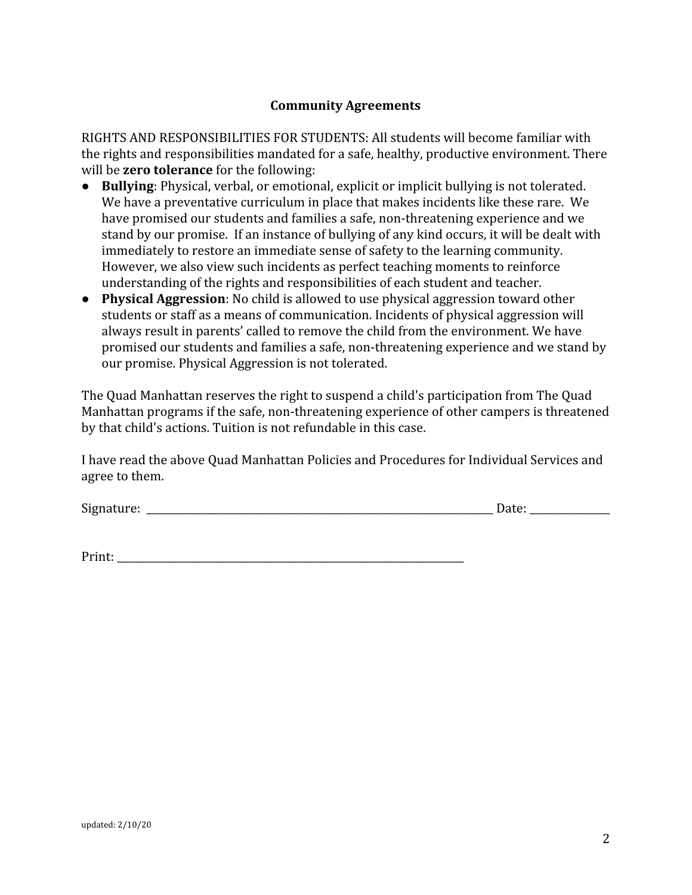**Community Agreements**

RIGHTS AND RESPONSIBILITIES FOR STUDENTS: All students will become familiar with the rights and responsibilities mandated for a safe, healthy, productive environment. There will be **zero tolerance** for the following:

- **Bullying**: Physical, verbal, or emotional, explicit or implicit bullying is not tolerated. We have a preventative curriculum in place that makes incidents like these rare. We have promised our students and families a safe, non-threatening experience and we stand by our promise. If an instance of bullying of any kind occurs, it will be dealt with immediately to restore an immediate sense of safety to the learning community. However, we also view such incidents as perfect teaching moments to reinforce understanding of the rights and responsibilities of each student and teacher.
- **Physical Aggression**: No child is allowed to use physical aggression toward other students or staff as a means of communication. Incidents of physical aggression will always result in parents' called to remove the child from the environment. We have promised our students and families a safe, non-threatening experience and we stand by our promise. Physical Aggression is not tolerated.

The Quad Manhattan reserves the right to suspend a child's participation from The Quad Manhattan programs if the safe, non-threatening experience of other campers is threatened by that child's actions. Tuition is not refundable in this case.

I have read the above Quad Manhattan Policies and Procedures for Individual Services and agree to them.

Signature: ______________________________________________ Date: ____________

Print: ______________________________________________

updated: 2/10/20